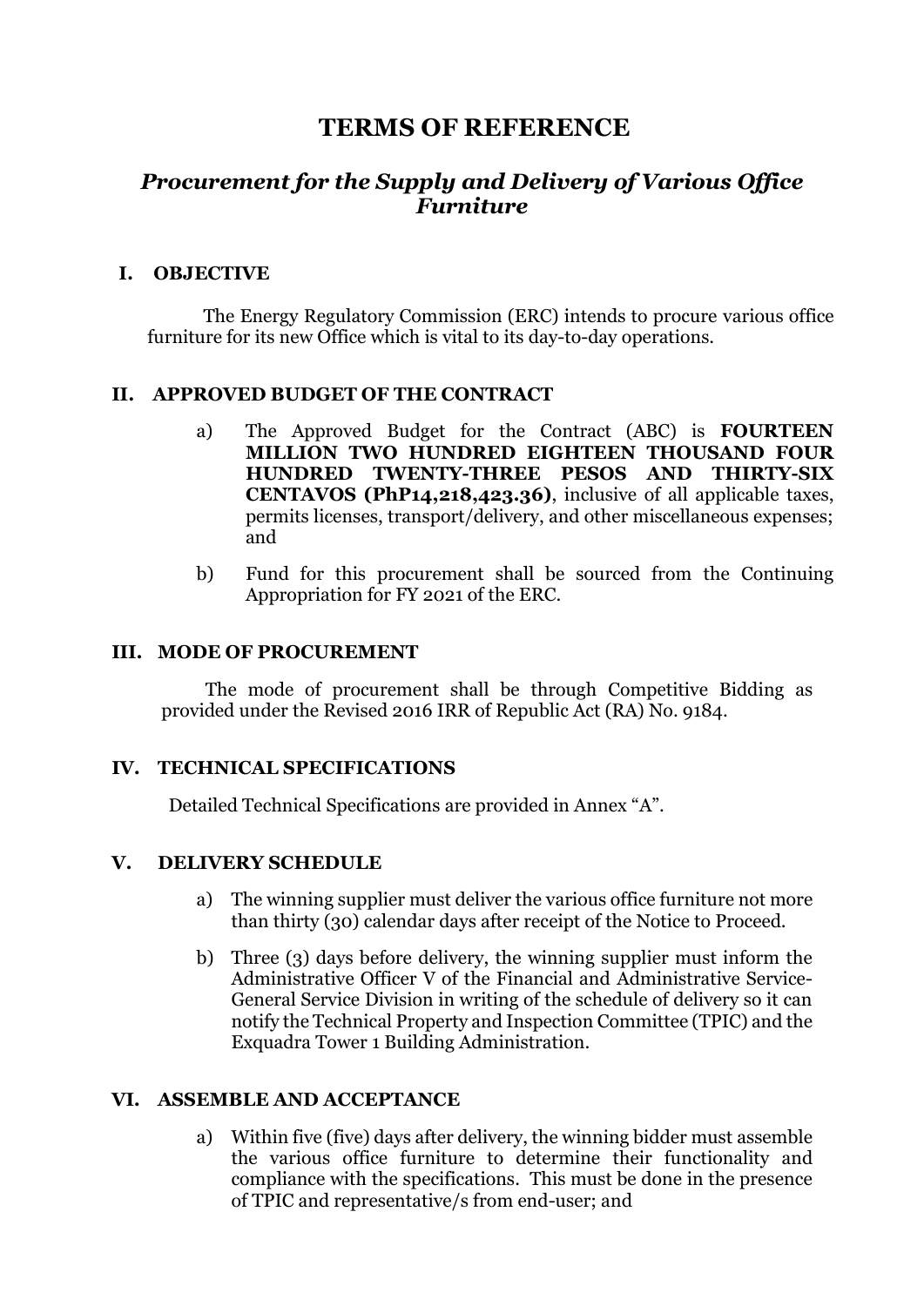# TERMS OF REFERENCE

## *Procurement for the Supply and Delivery of Various Office Furniture*

### I. OBJECTIVE

The Energy Regulatory Commission (ERC) intends to procure various office furniture for its new Office which is vital to its day-to-day operations.

### II. APPROVED BUDGET OF THE CONTRACT

a) The Approved Budget for the Contract (ABC) is **FOURTEEN MILLION TWO HUNDRED EIGHTEEN THOUSAND FOUR HUNDRED TWENTY-THREE PESOS AND THIRTY-SIX CENTAVOS (PhP14,218,423.36)**, inclusive of all applicable taxes, permits licenses, transport/delivery, and other miscellaneous expenses; and

b) Fund for this procurement shall be sourced from the Continuing Appropriation for FY 2021 of the ERC.

### III. MODE OF PROCUREMENT

The mode of procurement shall be through Competitive Bidding as provided under the Revised 2016 IRR of Republic Act (RA) No. 9184.

### IV. TECHNICAL SPECIFICATIONS

Detailed Technical Specifications are provided in Annex "A".

### V. DELIVERY SCHEDULE

a) The winning supplier must deliver the various office furniture not more than thirty (30) calendar days after receipt of the Notice to Proceed.

b) Three (3) days before delivery, the winning supplier must inform the Administrative Officer V of the Financial and Administrative Service-General Service Division in writing of the schedule of delivery so it can notify the Technical Property and Inspection Committee (TPIC) and the Exquadra Tower 1 Building Administration.

### VI. ASSEMBLE AND ACCEPTANCE

a) Within five (five) days after delivery, the winning bidder must assemble the various office furniture to determine their functionality and compliance with the specifications. This must be done in the presence of TPIC and representative/s from end-user; and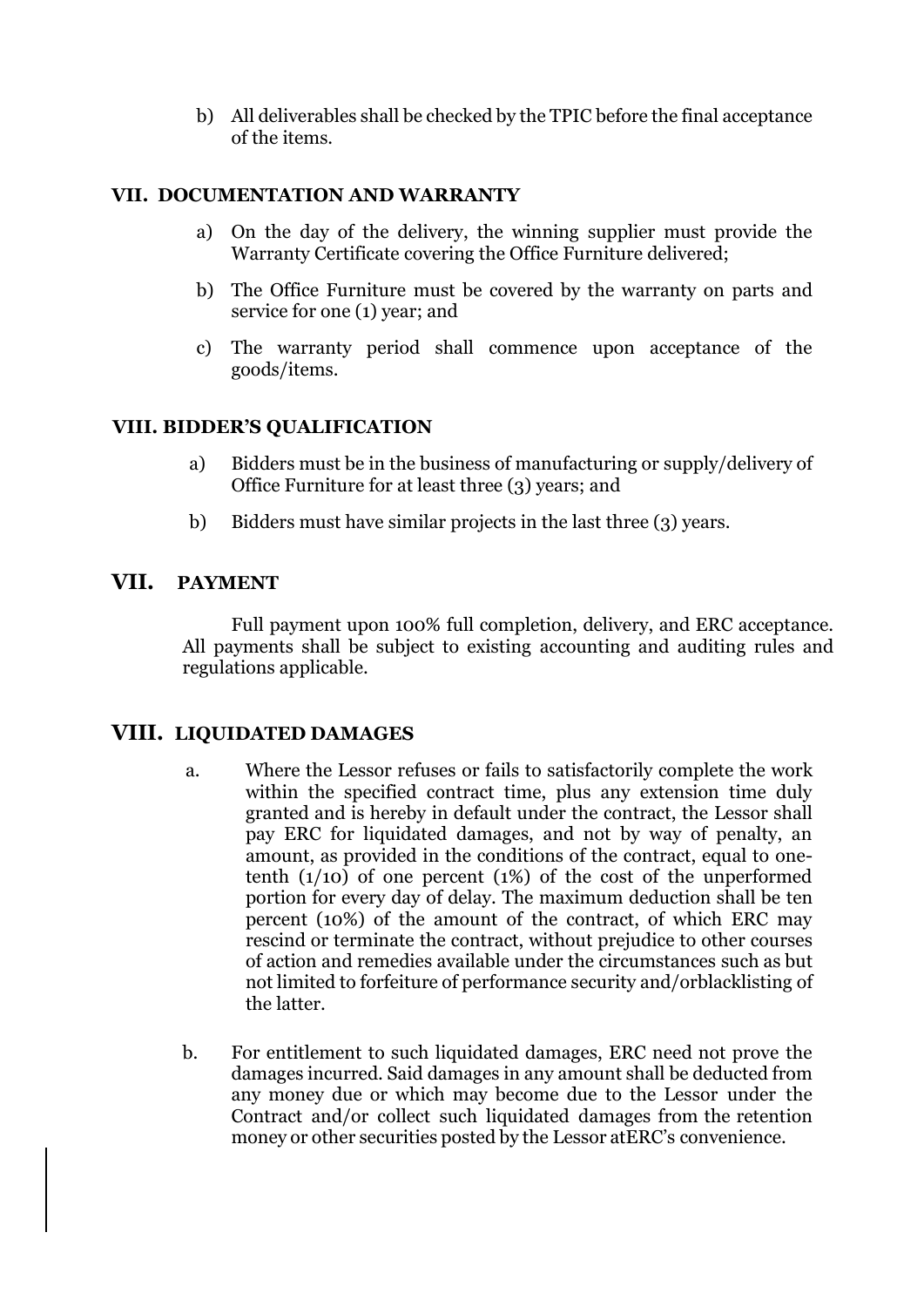b) All deliverables shall be checked by the TPIC before the final acceptance of the items.

## VII. DOCUMENTATION AND WARRANTY

a) On the day of the delivery, the winning supplier must provide the Warranty Certificate covering the Office Furniture delivered;

b) The Office Furniture must be covered by the warranty on parts and service for one (1) year; and

c) The warranty period shall commence upon acceptance of the goods/items.

## VIII. BIDDER'S QUALIFICATION

a) Bidders must be in the business of manufacturing or supply/delivery of Office Furniture for at least three (3) years; and

b) Bidders must have similar projects in the last three (3) years.

## VII. PAYMENT

Full payment upon 100% full completion, delivery, and ERC acceptance. All payments shall be subject to existing accounting and auditing rules and regulations applicable.

## VIII. LIQUIDATED DAMAGES

a. Where the Lessor refuses or fails to satisfactorily complete the work within the specified contract time, plus any extension time duly granted and is hereby in default under the contract, the Lessor shall pay ERC for liquidated damages, and not by way of penalty, an amount, as provided in the conditions of the contract, equal to one-tenth (1/10) of one percent (1%) of the cost of the unperformed portion for every day of delay. The maximum deduction shall be ten percent (10%) of the amount of the contract, of which ERC may rescind or terminate the contract, without prejudice to other courses of action and remedies available under the circumstances such as but not limited to forfeiture of performance security and/orblacklisting of the latter.

b. For entitlement to such liquidated damages, ERC need not prove the damages incurred. Said damages in any amount shall be deducted from any money due or which may become due to the Lessor under the Contract and/or collect such liquidated damages from the retention money or other securities posted by the Lessor atERC's convenience.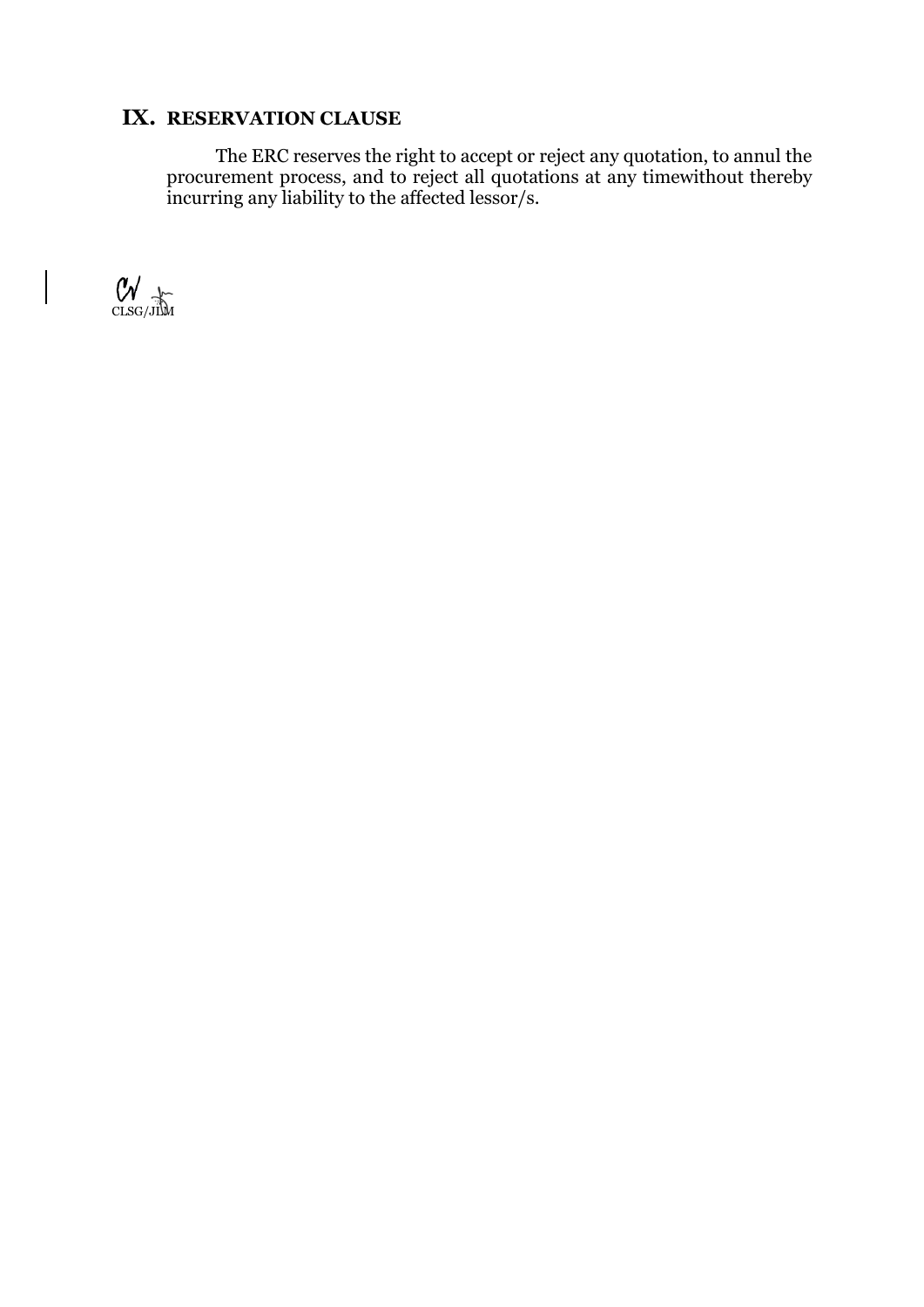## IX. RESERVATION CLAUSE

The ERC reserves the right to accept or reject any quotation, to annul the procurement process, and to reject all quotations at any timewithout thereby incurring any liability to the affected lessor/s.

CLSG/JLM